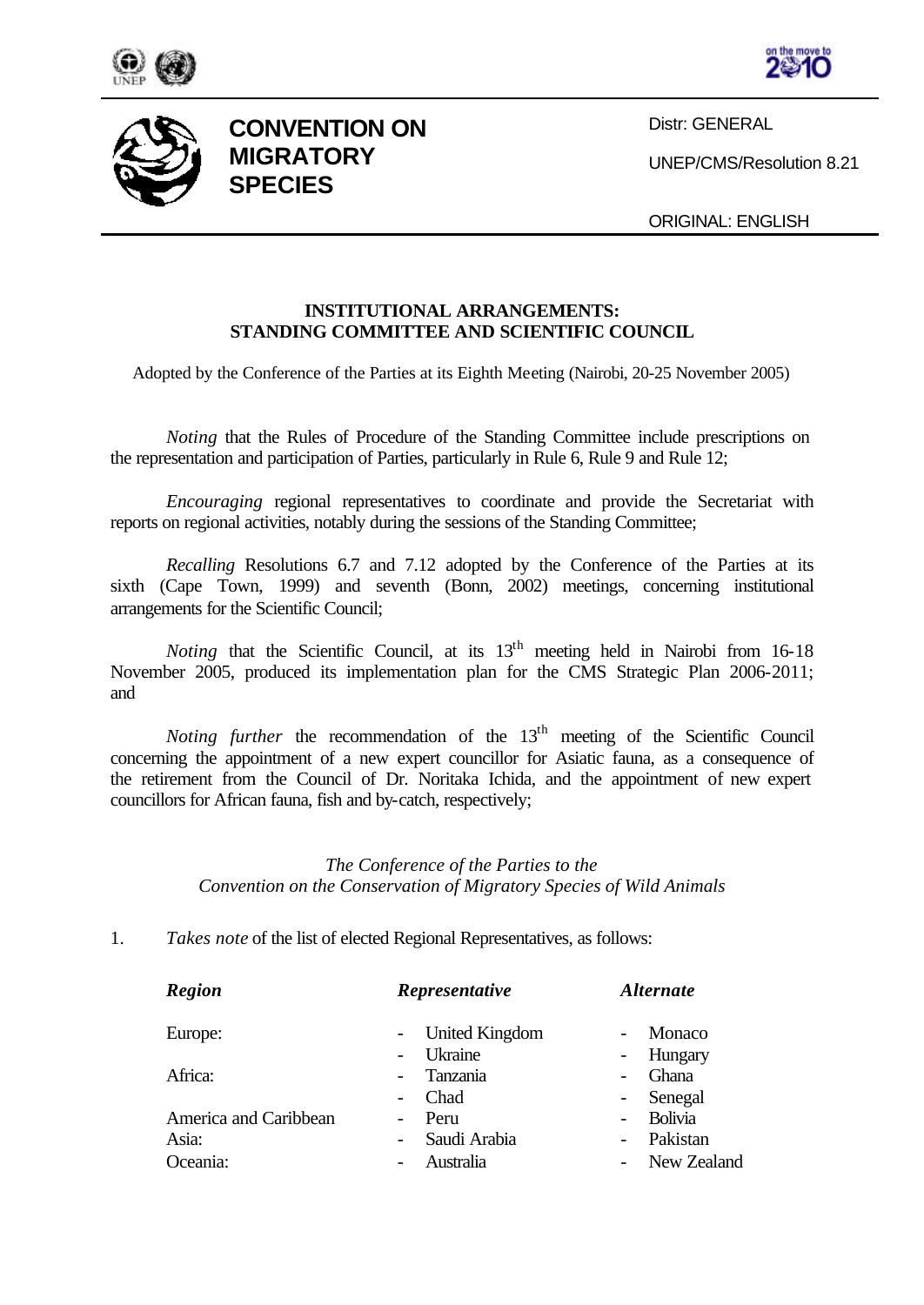**CONVENTION ON MIGRATORY SPECIES**

Distr: GENERAL

UNEP/CMS/Resolution 8.21

ORIGINAL: ENGLISH

## INSTITUTIONAL ARRANGEMENTS: STANDING COMMITTEE AND SCIENTIFIC COUNCIL

Adopted by the Conference of the Parties at its Eighth Meeting (Nairobi, 20-25 November 2005)

*Noting* that the Rules of Procedure of the Standing Committee include prescriptions on the representation and participation of Parties, particularly in Rule 6, Rule 9 and Rule 12;

*Encouraging* regional representatives to coordinate and provide the Secretariat with reports on regional activities, notably during the sessions of the Standing Committee;

*Recalling* Resolutions 6.7 and 7.12 adopted by the Conference of the Parties at its sixth (Cape Town, 1999) and seventh (Bonn, 2002) meetings, concerning institutional arrangements for the Scientific Council;

*Noting* that the Scientific Council, at its 13th meeting held in Nairobi from 16-18 November 2005, produced its implementation plan for the CMS Strategic Plan 2006-2011; and

*Noting further* the recommendation of the 13th meeting of the Scientific Council concerning the appointment of a new expert councillor for Asiatic fauna, as a consequence of the retirement from the Council of Dr. Noritaka Ichida, and the appointment of new expert councillors for African fauna, fish and by-catch, respectively;

*The Conference of the Parties to the Convention on the Conservation of Migratory Species of Wild Animals*

1. *Takes note* of the list of elected Regional Representatives, as follows:

| *Region* | *Representative* | *Alternate* |
|---|---|---|
| Europe: | - United Kingdom | - Monaco |
| | - Ukraine | - Hungary |
| Africa: | - Tanzania | - Ghana |
| | - Chad | - Senegal |
| America and Caribbean | - Peru | - Bolivia |
| Asia: | - Saudi Arabia | - Pakistan |
| Oceania: | - Australia | - New Zealand |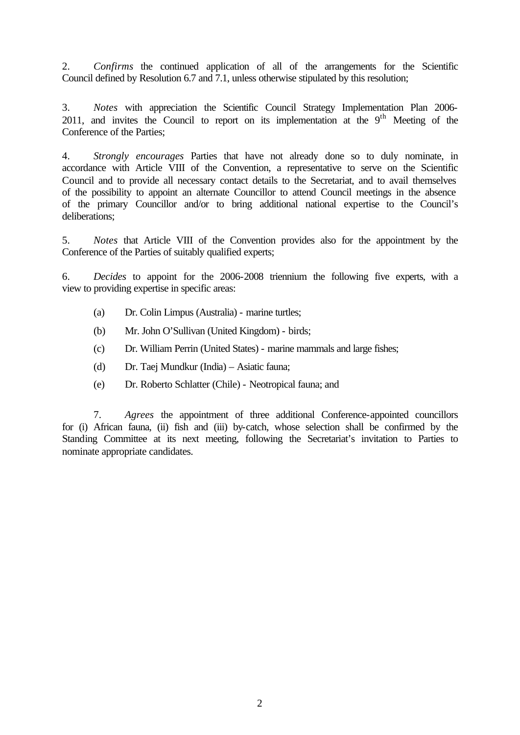2. *Confirms* the continued application of all of the arrangements for the Scientific Council defined by Resolution 6.7 and 7.1, unless otherwise stipulated by this resolution;

3. *Notes* with appreciation the Scientific Council Strategy Implementation Plan 2006-2011, and invites the Council to report on its implementation at the 9th Meeting of the Conference of the Parties;

4. *Strongly encourages* Parties that have not already done so to duly nominate, in accordance with Article VIII of the Convention, a representative to serve on the Scientific Council and to provide all necessary contact details to the Secretariat, and to avail themselves of the possibility to appoint an alternate Councillor to attend Council meetings in the absence of the primary Councillor and/or to bring additional national expertise to the Council's deliberations;

5. *Notes* that Article VIII of the Convention provides also for the appointment by the Conference of the Parties of suitably qualified experts;

6. *Decides* to appoint for the 2006-2008 triennium the following five experts, with a view to providing expertise in specific areas:

(a) Dr. Colin Limpus (Australia) - marine turtles;

(b) Mr. John O'Sullivan (United Kingdom) - birds;

(c) Dr. William Perrin (United States) - marine mammals and large fishes;

(d) Dr. Taej Mundkur (India) – Asiatic fauna;

(e) Dr. Roberto Schlatter (Chile) - Neotropical fauna; and

7. *Agrees* the appointment of three additional Conference-appointed councillors for (i) African fauna, (ii) fish and (iii) by-catch, whose selection shall be confirmed by the Standing Committee at its next meeting, following the Secretariat's invitation to Parties to nominate appropriate candidates.